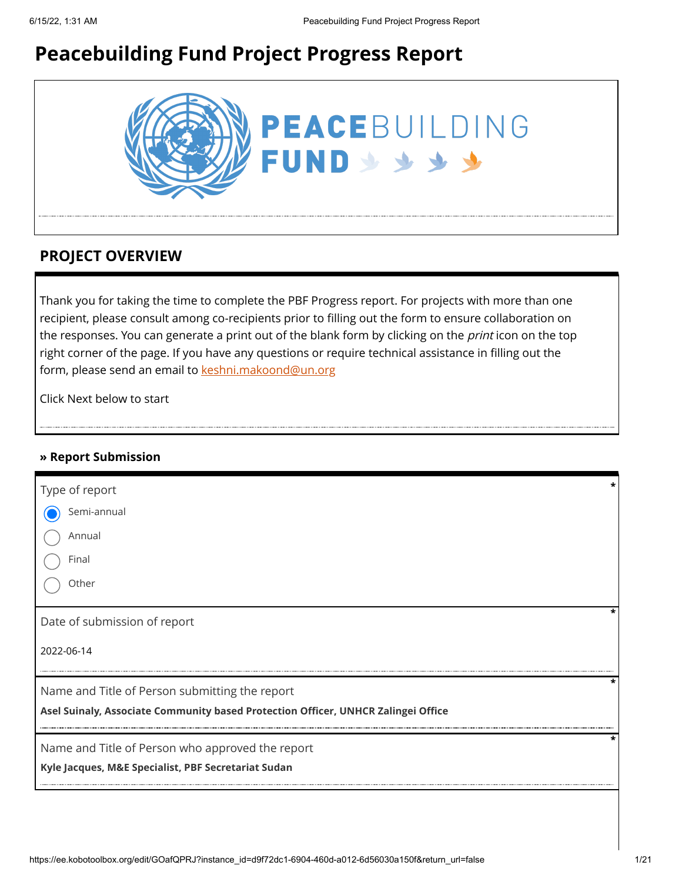# Peacebuilding Fund Project Progress Report

PEACEBUILDING FUND

## PROJECT OVERVIEW

Thank you for taking the time to complete the PBF Progress report. For projects with more than one recipient, please consult among co-recipients prior to filling out the form to ensure collaboration on the responses. You can generate a print out of the blank form by clicking on the *print* icon on the top right corner of the page. If you have any questions or require technical assistance in filling out the form, please send an email to keshni.makoond@un.org

Click Next below to start

### » Report Submission

Type of report *

- (x) Semi-annual
- ( ) Annual
- ( ) Final
- ( ) Other

Date of submission of report *

2022-06-14

Name and Title of Person submitting the report *

**Asel Suinaly, Associate Community based Protection Officer, UNHCR Zalingei Office**

Name and Title of Person who approved the report *

**Kyle Jacques, M&E Specialist, PBF Secretariat Sudan**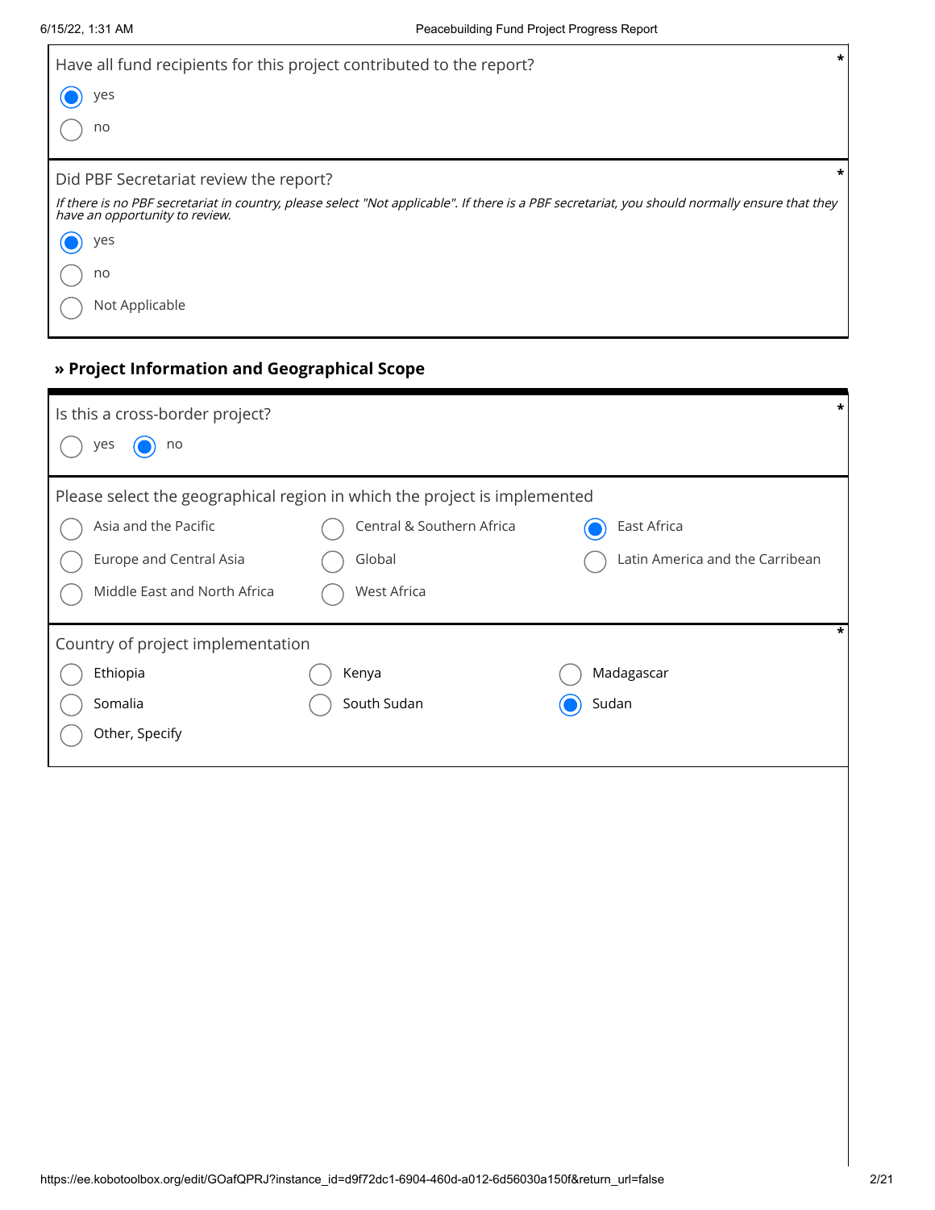Have all fund recipients for this project contributed to the report? *

- (●) yes
- ( ) no

Did PBF Secretariat review the report? *

*If there is no PBF secretariat in country, please select "Not applicable". If there is a PBF secretariat, you should normally ensure that they have an opportunity to review.*

- (●) yes
- ( ) no
- ( ) Not Applicable

## » Project Information and Geographical Scope

Is this a cross-border project? *

- ( ) yes
- (●) no

Please select the geographical region in which the project is implemented

- ( ) Asia and the Pacific
- ( ) Central & Southern Africa
- (●) East Africa
- ( ) Europe and Central Asia
- ( ) Global
- ( ) Latin America and the Carribean
- ( ) Middle East and North Africa
- ( ) West Africa

Country of project implementation *

- ( ) Ethiopia
- ( ) Kenya
- ( ) Madagascar
- ( ) Somalia
- ( ) South Sudan
- (●) Sudan
- ( ) Other, Specify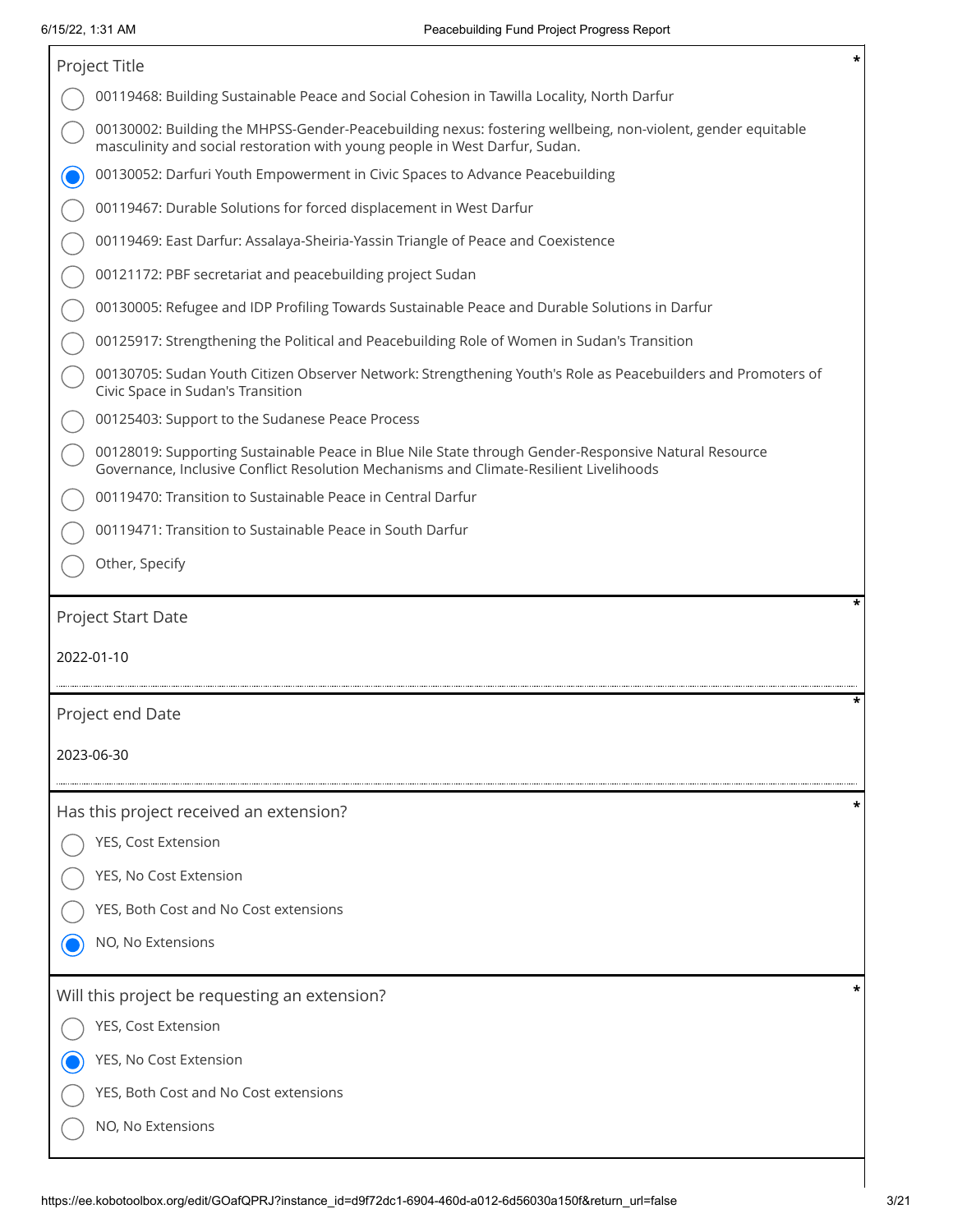**Project Title** *

- ( ) 00119468: Building Sustainable Peace and Social Cohesion in Tawilla Locality, North Darfur
- ( ) 00130002: Building the MHPSS-Gender-Peacebuilding nexus: fostering wellbeing, non-violent, gender equitable masculinity and social restoration with young people in West Darfur, Sudan.
- (•) 00130052: Darfuri Youth Empowerment in Civic Spaces to Advance Peacebuilding
- ( ) 00119467: Durable Solutions for forced displacement in West Darfur
- ( ) 00119469: East Darfur: Assalaya-Sheiria-Yassin Triangle of Peace and Coexistence
- ( ) 00121172: PBF secretariat and peacebuilding project Sudan
- ( ) 00130005: Refugee and IDP Profiling Towards Sustainable Peace and Durable Solutions in Darfur
- ( ) 00125917: Strengthening the Political and Peacebuilding Role of Women in Sudan's Transition
- ( ) 00130705: Sudan Youth Citizen Observer Network: Strengthening Youth's Role as Peacebuilders and Promoters of Civic Space in Sudan's Transition
- ( ) 00125403: Support to the Sudanese Peace Process
- ( ) 00128019: Supporting Sustainable Peace in Blue Nile State through Gender-Responsive Natural Resource Governance, Inclusive Conflict Resolution Mechanisms and Climate-Resilient Livelihoods
- ( ) 00119470: Transition to Sustainable Peace in Central Darfur
- ( ) 00119471: Transition to Sustainable Peace in South Darfur
- ( ) Other, Specify

**Project Start Date** *

2022-01-10

**Project end Date** *

2023-06-30

**Has this project received an extension?** *

- ( ) YES, Cost Extension
- ( ) YES, No Cost Extension
- ( ) YES, Both Cost and No Cost extensions
- (•) NO, No Extensions

**Will this project be requesting an extension?** *

- ( ) YES, Cost Extension
- (•) YES, No Cost Extension
- ( ) YES, Both Cost and No Cost extensions
- ( ) NO, No Extensions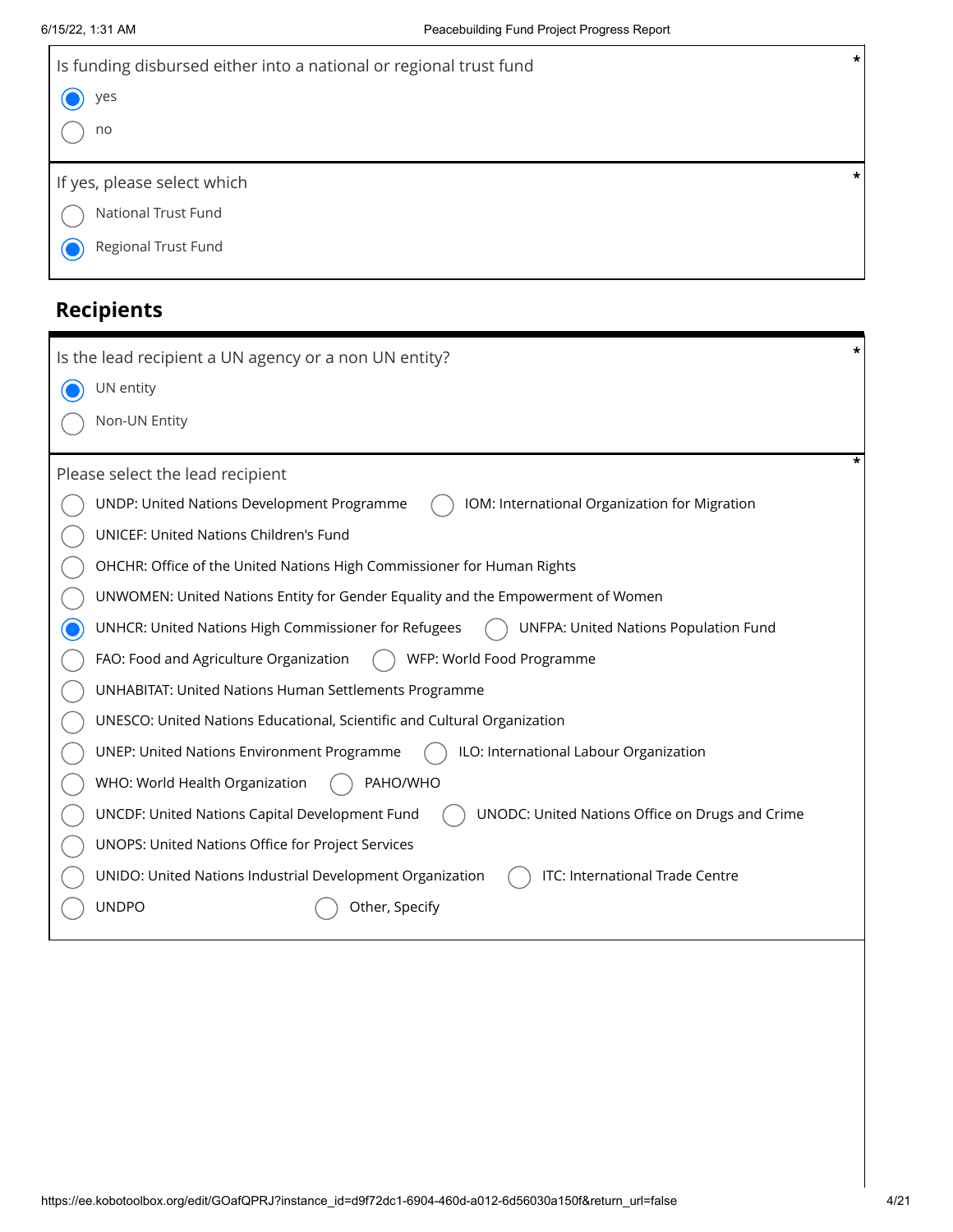Is funding disbursed either into a national or regional trust fund *

- (•) yes
- ( ) no

If yes, please select which *

- ( ) National Trust Fund
- (•) Regional Trust Fund

## Recipients

Is the lead recipient a UN agency or a non UN entity? *

- (•) UN entity
- ( ) Non-UN Entity

Please select the lead recipient *

- ( ) UNDP: United Nations Development Programme
- ( ) IOM: International Organization for Migration
- ( ) UNICEF: United Nations Children's Fund
- ( ) OHCHR: Office of the United Nations High Commissioner for Human Rights
- ( ) UNWOMEN: United Nations Entity for Gender Equality and the Empowerment of Women
- (•) UNHCR: United Nations High Commissioner for Refugees
- ( ) UNFPA: United Nations Population Fund
- ( ) FAO: Food and Agriculture Organization
- ( ) WFP: World Food Programme
- ( ) UNHABITAT: United Nations Human Settlements Programme
- ( ) UNESCO: United Nations Educational, Scientific and Cultural Organization
- ( ) UNEP: United Nations Environment Programme
- ( ) ILO: International Labour Organization
- ( ) WHO: World Health Organization
- ( ) PAHO/WHO
- ( ) UNCDF: United Nations Capital Development Fund
- ( ) UNODC: United Nations Office on Drugs and Crime
- ( ) UNOPS: United Nations Office for Project Services
- ( ) UNIDO: United Nations Industrial Development Organization
- ( ) ITC: International Trade Centre
- ( ) UNDPO
- ( ) Other, Specify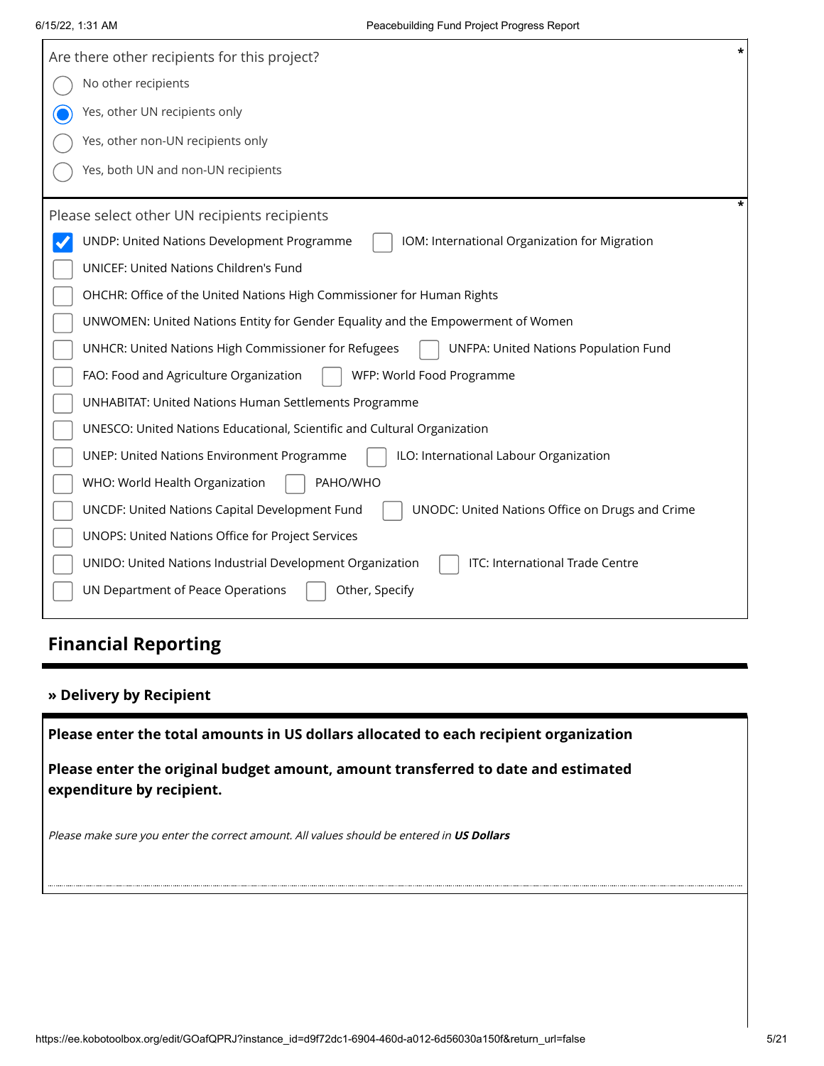Are there other recipients for this project? *

- ( ) No other recipients
- (•) Yes, other UN recipients only
- ( ) Yes, other non-UN recipients only
- ( ) Yes, both UN and non-UN recipients

Please select other UN recipients recipients *

- [x] UNDP: United Nations Development Programme
- [ ] IOM: International Organization for Migration
- [ ] UNICEF: United Nations Children's Fund
- [ ] OHCHR: Office of the United Nations High Commissioner for Human Rights
- [ ] UNWOMEN: United Nations Entity for Gender Equality and the Empowerment of Women
- [ ] UNHCR: United Nations High Commissioner for Refugees
- [ ] UNFPA: United Nations Population Fund
- [ ] FAO: Food and Agriculture Organization
- [ ] WFP: World Food Programme
- [ ] UNHABITAT: United Nations Human Settlements Programme
- [ ] UNESCO: United Nations Educational, Scientific and Cultural Organization
- [ ] UNEP: United Nations Environment Programme
- [ ] ILO: International Labour Organization
- [ ] WHO: World Health Organization
- [ ] PAHO/WHO
- [ ] UNCDF: United Nations Capital Development Fund
- [ ] UNODC: United Nations Office on Drugs and Crime
- [ ] UNOPS: United Nations Office for Project Services
- [ ] UNIDO: United Nations Industrial Development Organization
- [ ] ITC: International Trade Centre
- [ ] UN Department of Peace Operations
- [ ] Other, Specify

## Financial Reporting

### » Delivery by Recipient

**Please enter the total amounts in US dollars allocated to each recipient organization**

**Please enter the original budget amount, amount transferred to date and estimated expenditure by recipient.**

*Please make sure you enter the correct amount. All values should be entered in **US Dollars***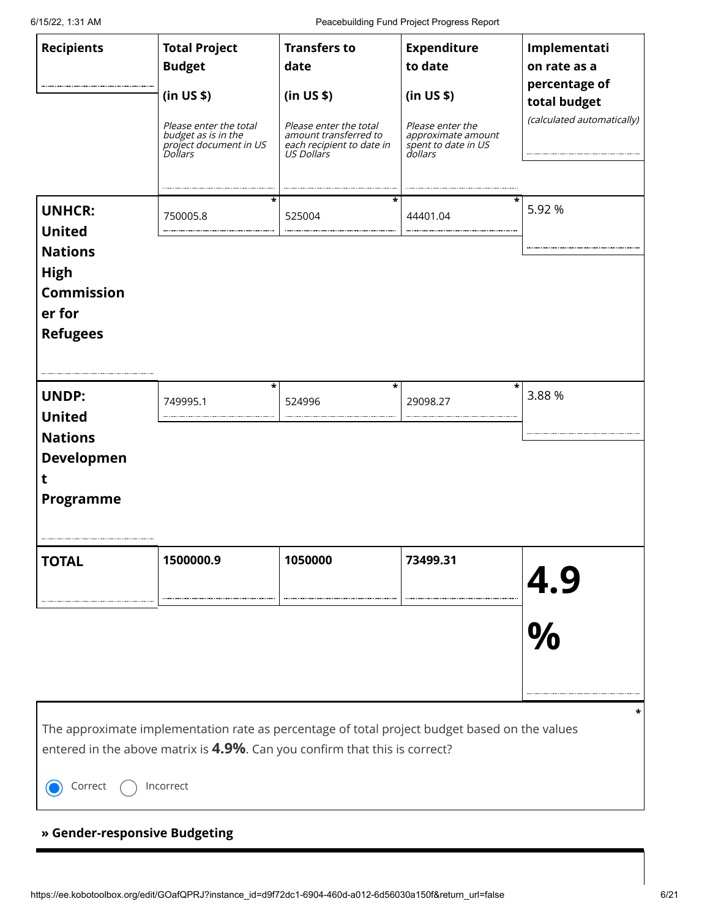| Recipients | Total Project Budget (in US $) *Please enter the total budget as is in the project document in US Dollars* | Transfers to date (in US $) *Please enter the total amount transferred to each recipient to date in US Dollars* | Expenditure to date (in US $) *Please enter the approximate amount spent to date in US dollars* | Implementation rate as a percentage of total budget *(calculated automatically)* |
|---|---|---|---|---|
| **UNHCR: United Nations High Commissioner for Refugees** | 750005.8 * | 525004 * | 44401.04 * | 5.92 % |
| **UNDP: United Nations Development Programme** | 749995.1 * | 524996 * | 29098.27 * | 3.88 % |
| **TOTAL** | **1500000.9** | **1050000** | **73499.31** | **4.9 %** |

The approximate implementation rate as percentage of total project budget based on the values entered in the above matrix is **4.9%**. Can you confirm that this is correct? *

- (●) Correct
- ( ) Incorrect

» **Gender-responsive Budgeting**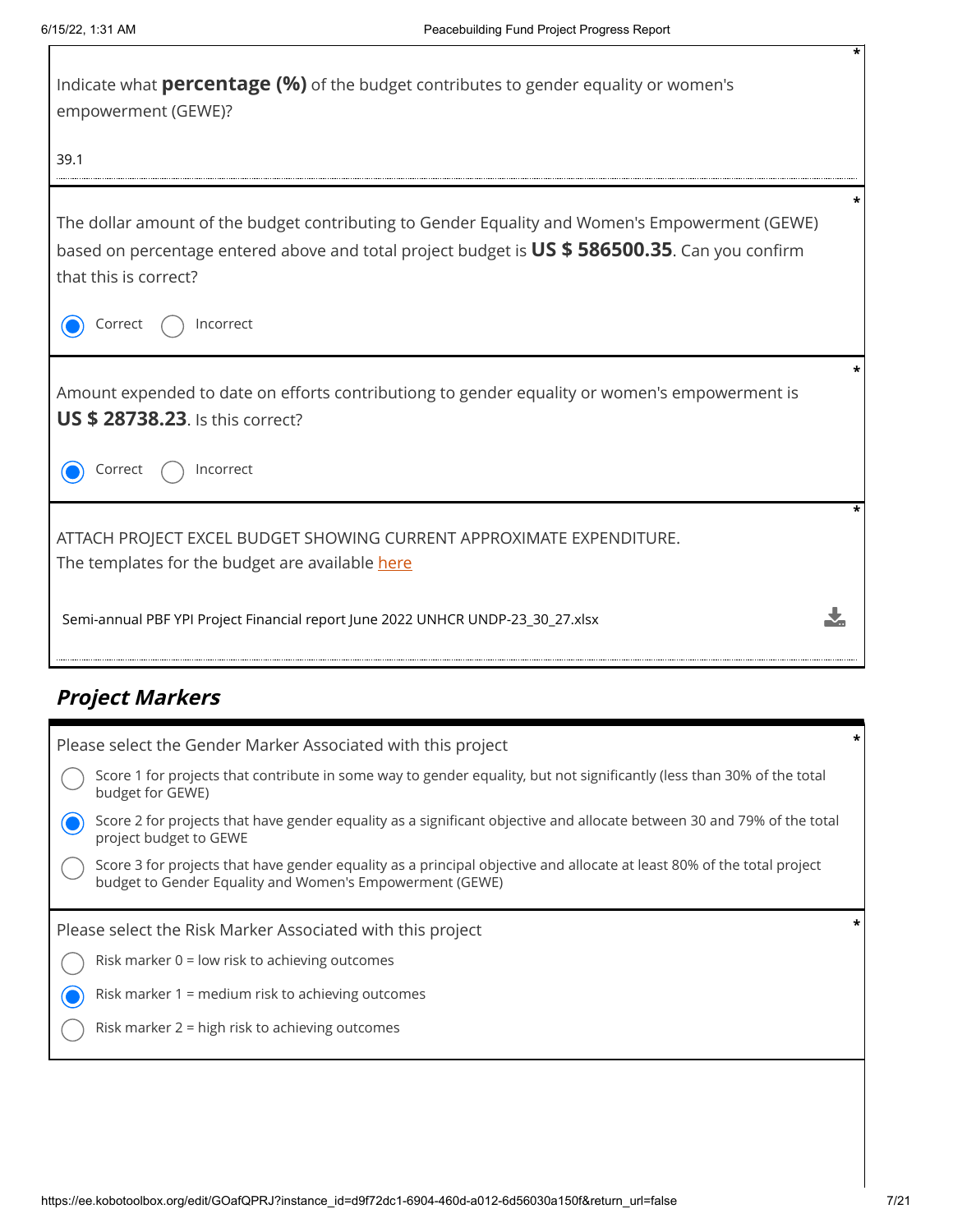Indicate what **percentage (%)** of the budget contributes to gender equality or women's empowerment (GEWE)? *

39.1

The dollar amount of the budget contributing to Gender Equality and Women's Empowerment (GEWE) based on percentage entered above and total project budget is **US $ 586500.35**. Can you confirm that this is correct? *

- (x) Correct
- ( ) Incorrect

Amount expended to date on efforts contributiong to gender equality or women's empowerment is **US $ 28738.23**. Is this correct? *

- (x) Correct
- ( ) Incorrect

ATTACH PROJECT EXCEL BUDGET SHOWING CURRENT APPROXIMATE EXPENDITURE. *
The templates for the budget are available here

Semi-annual PBF YPI Project Financial report June 2022 UNHCR UNDP-23_30_27.xlsx

## ***Project Markers***

Please select the Gender Marker Associated with this project *

- ( ) Score 1 for projects that contribute in some way to gender equality, but not significantly (less than 30% of the total budget for GEWE)
- (x) Score 2 for projects that have gender equality as a significant objective and allocate between 30 and 79% of the total project budget to GEWE
- ( ) Score 3 for projects that have gender equality as a principal objective and allocate at least 80% of the total project budget to Gender Equality and Women's Empowerment (GEWE)

Please select the Risk Marker Associated with this project *

- ( ) Risk marker 0 = low risk to achieving outcomes
- (x) Risk marker 1 = medium risk to achieving outcomes
- ( ) Risk marker 2 = high risk to achieving outcomes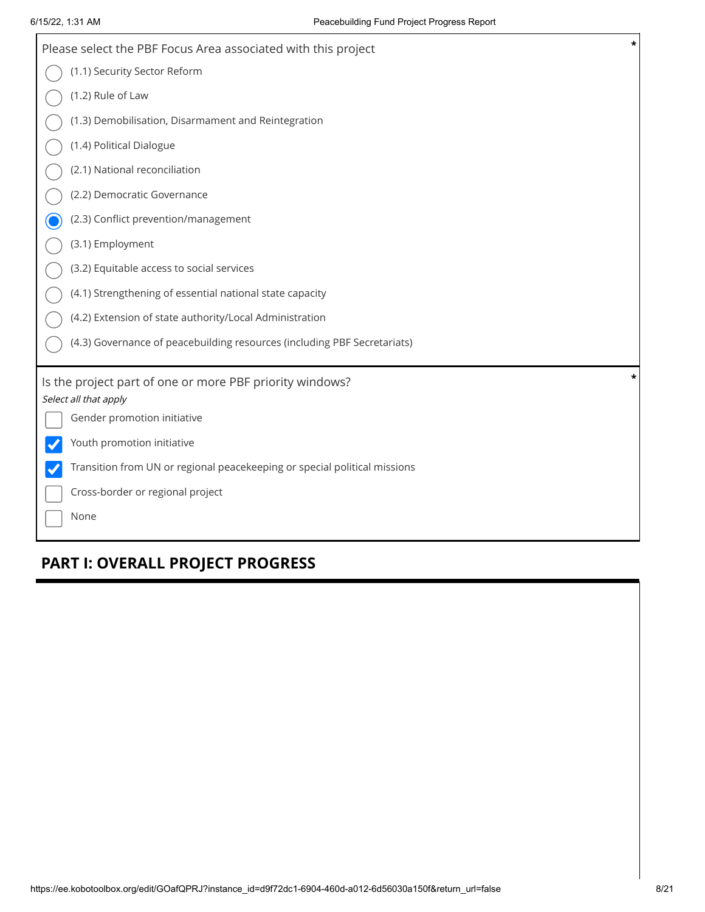Please select the PBF Focus Area associated with this project *

- ( ) (1.1) Security Sector Reform
- ( ) (1.2) Rule of Law
- ( ) (1.3) Demobilisation, Disarmament and Reintegration
- ( ) (1.4) Political Dialogue
- ( ) (2.1) National reconciliation
- ( ) (2.2) Democratic Governance
- (•) (2.3) Conflict prevention/management
- ( ) (3.1) Employment
- ( ) (3.2) Equitable access to social services
- ( ) (4.1) Strengthening of essential national state capacity
- ( ) (4.2) Extension of state authority/Local Administration
- ( ) (4.3) Governance of peacebuilding resources (including PBF Secretariats)

Is the project part of one or more PBF priority windows? *

*Select all that apply*

- [ ] Gender promotion initiative
- [x] Youth promotion initiative
- [x] Transition from UN or regional peacekeeping or special political missions
- [ ] Cross-border or regional project
- [ ] None

## PART I: OVERALL PROJECT PROGRESS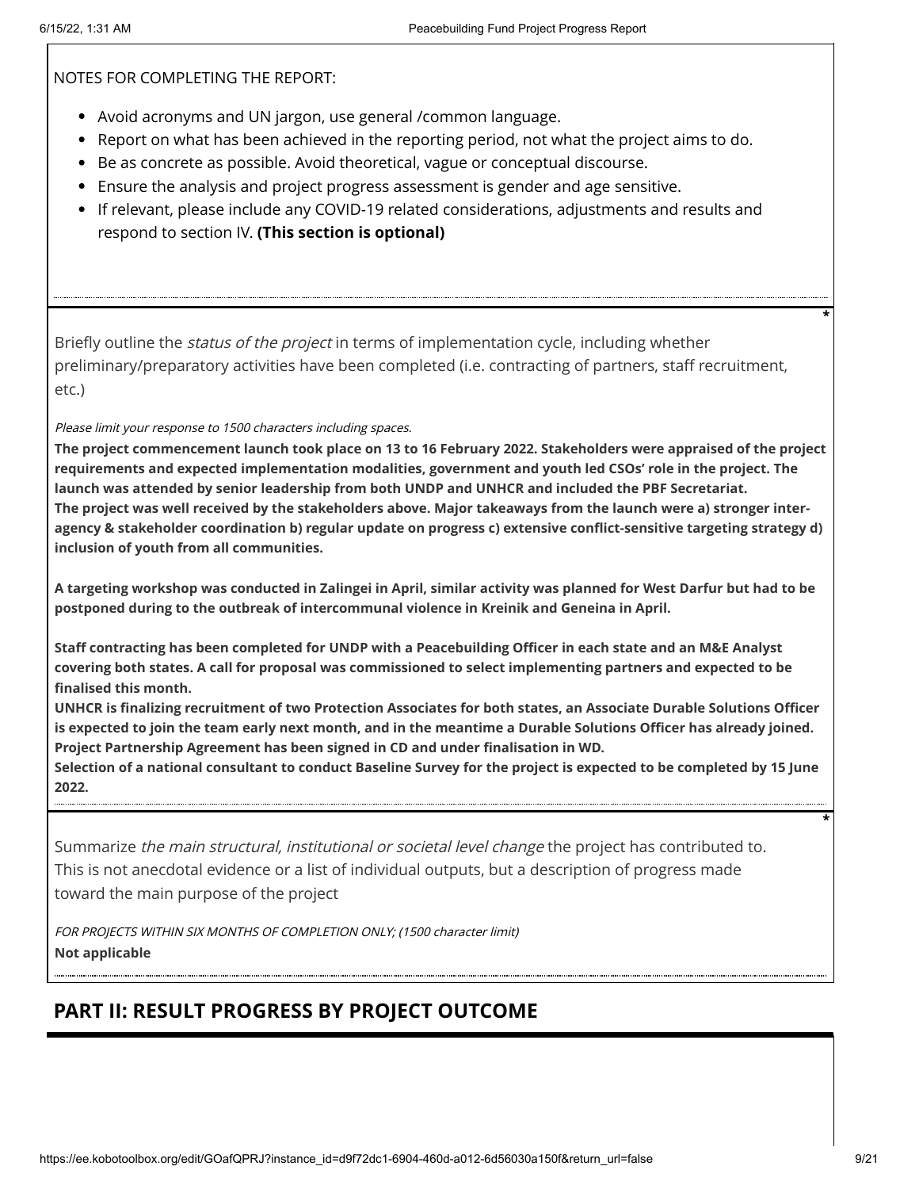NOTES FOR COMPLETING THE REPORT:

- Avoid acronyms and UN jargon, use general /common language.
- Report on what has been achieved in the reporting period, not what the project aims to do.
- Be as concrete as possible. Avoid theoretical, vague or conceptual discourse.
- Ensure the analysis and project progress assessment is gender and age sensitive.
- If relevant, please include any COVID-19 related considerations, adjustments and results and respond to section IV. **(This section is optional)**

*

Briefly outline the *status of the project* in terms of implementation cycle, including whether preliminary/preparatory activities have been completed (i.e. contracting of partners, staff recruitment, etc.)

*Please limit your response to 1500 characters including spaces.*

**The project commencement launch took place on 13 to 16 February 2022. Stakeholders were appraised of the project requirements and expected implementation modalities, government and youth led CSOs' role in the project. The launch was attended by senior leadership from both UNDP and UNHCR and included the PBF Secretariat.**
**The project was well received by the stakeholders above. Major takeaways from the launch were a) stronger inter-agency & stakeholder coordination b) regular update on progress c) extensive conflict-sensitive targeting strategy d) inclusion of youth from all communities.**

**A targeting workshop was conducted in Zalingei in April, similar activity was planned for West Darfur but had to be postponed during to the outbreak of intercommunal violence in Kreinik and Geneina in April.**

**Staff contracting has been completed for UNDP with a Peacebuilding Officer in each state and an M&E Analyst covering both states. A call for proposal was commissioned to select implementing partners and expected to be finalised this month.**
**UNHCR is finalizing recruitment of two Protection Associates for both states, an Associate Durable Solutions Officer is expected to join the team early next month, and in the meantime a Durable Solutions Officer has already joined. Project Partnership Agreement has been signed in CD and under finalisation in WD.**
**Selection of a national consultant to conduct Baseline Survey for the project is expected to be completed by 15 June 2022.**

*

Summarize *the main structural, institutional or societal level change* the project has contributed to. This is not anecdotal evidence or a list of individual outputs, but a description of progress made toward the main purpose of the project

*FOR PROJECTS WITHIN SIX MONTHS OF COMPLETION ONLY; (1500 character limit)*
**Not applicable**

## PART II: RESULT PROGRESS BY PROJECT OUTCOME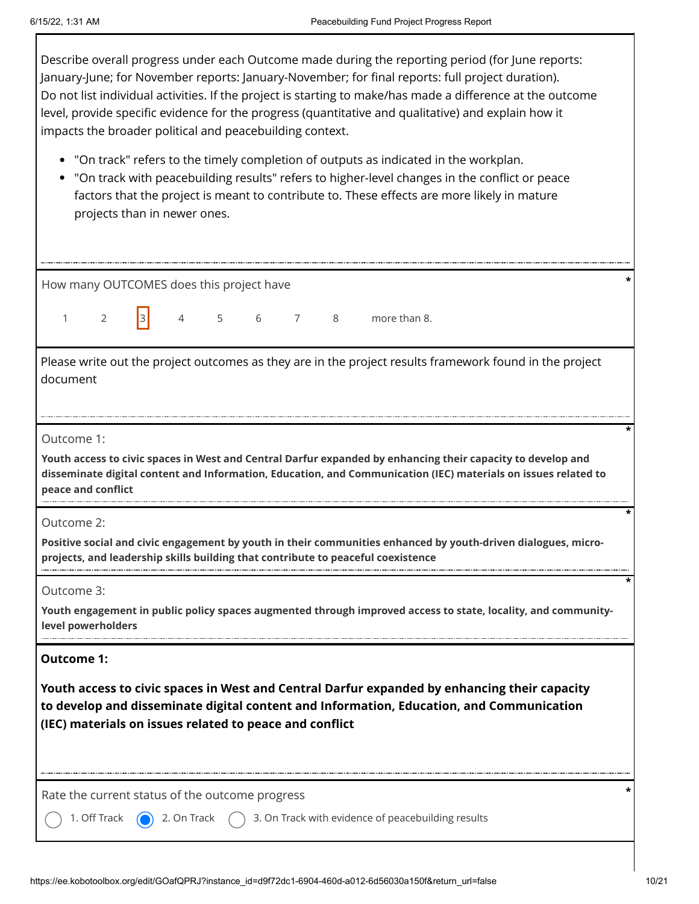Describe overall progress under each Outcome made during the reporting period (for June reports: January-June; for November reports: January-November; for final reports: full project duration). Do not list individual activities. If the project is starting to make/has made a difference at the outcome level, provide specific evidence for the progress (quantitative and qualitative) and explain how it impacts the broader political and peacebuilding context.

- "On track" refers to the timely completion of outputs as indicated in the workplan.
- "On track with peacebuilding results" refers to higher-level changes in the conflict or peace factors that the project is meant to contribute to. These effects are more likely in mature projects than in newer ones.

How many OUTCOMES does this project have *

1 2 **[3]** 4 5 6 7 8 more than 8.

Please write out the project outcomes as they are in the project results framework found in the project document

Outcome 1: *

**Youth access to civic spaces in West and Central Darfur expanded by enhancing their capacity to develop and disseminate digital content and Information, Education, and Communication (IEC) materials on issues related to peace and conflict**

Outcome 2: *

**Positive social and civic engagement by youth in their communities enhanced by youth-driven dialogues, micro-projects, and leadership skills building that contribute to peaceful coexistence**

Outcome 3: *

**Youth engagement in public policy spaces augmented through improved access to state, locality, and community-level powerholders**

**Outcome 1:**

**Youth access to civic spaces in West and Central Darfur expanded by enhancing their capacity to develop and disseminate digital content and Information, Education, and Communication (IEC) materials on issues related to peace and conflict**

Rate the current status of the outcome progress *

- ( ) 1. Off Track
- (x) 2. On Track
- ( ) 3. On Track with evidence of peacebuilding results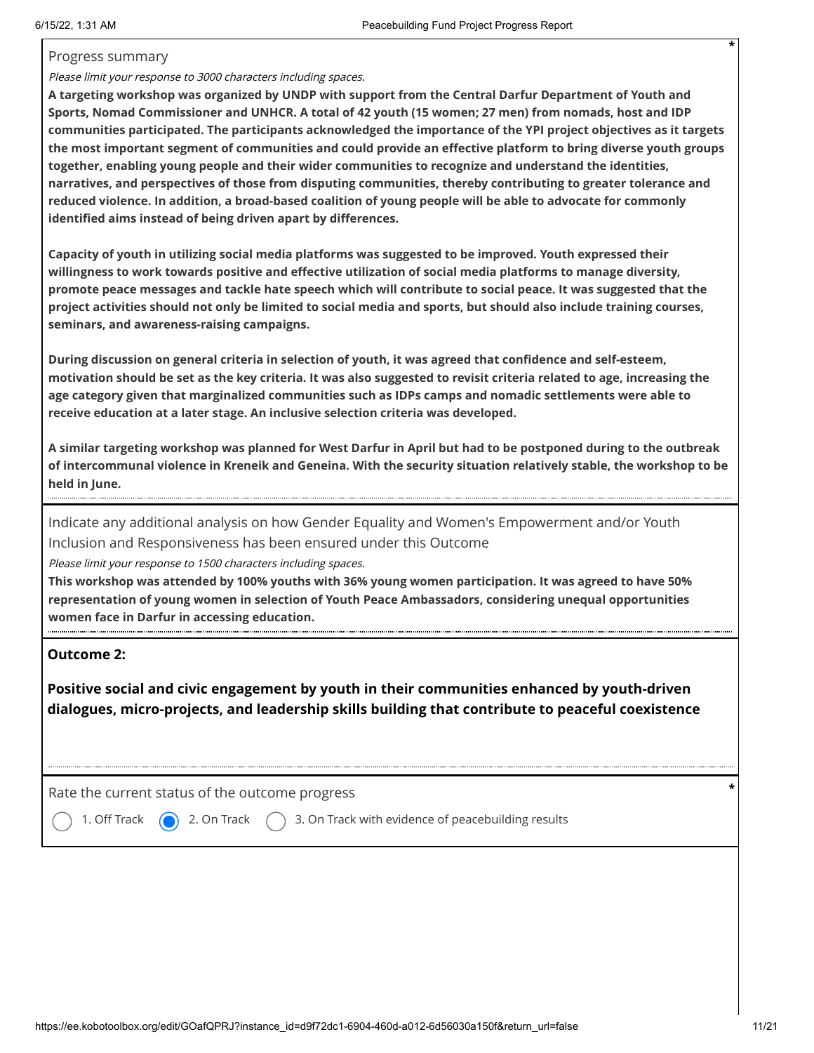Progress summary

*Please limit your response to 3000 characters including spaces.*

**A targeting workshop was organized by UNDP with support from the Central Darfur Department of Youth and Sports, Nomad Commissioner and UNHCR. A total of 42 youth (15 women; 27 men) from nomads, host and IDP communities participated. The participants acknowledged the importance of the YPI project objectives as it targets the most important segment of communities and could provide an effective platform to bring diverse youth groups together, enabling young people and their wider communities to recognize and understand the identities, narratives, and perspectives of those from disputing communities, thereby contributing to greater tolerance and reduced violence. In addition, a broad-based coalition of young people will be able to advocate for commonly identified aims instead of being driven apart by differences.**

**Capacity of youth in utilizing social media platforms was suggested to be improved. Youth expressed their willingness to work towards positive and effective utilization of social media platforms to manage diversity, promote peace messages and tackle hate speech which will contribute to social peace. It was suggested that the project activities should not only be limited to social media and sports, but should also include training courses, seminars, and awareness-raising campaigns.**

**During discussion on general criteria in selection of youth, it was agreed that confidence and self-esteem, motivation should be set as the key criteria. It was also suggested to revisit criteria related to age, increasing the age category given that marginalized communities such as IDPs camps and nomadic settlements were able to receive education at a later stage. An inclusive selection criteria was developed.**

**A similar targeting workshop was planned for West Darfur in April but had to be postponed during to the outbreak of intercommunal violence in Kreneik and Geneina. With the security situation relatively stable, the workshop to be held in June.**

Indicate any additional analysis on how Gender Equality and Women's Empowerment and/or Youth Inclusion and Responsiveness has been ensured under this Outcome

*Please limit your response to 1500 characters including spaces.*

**This workshop was attended by 100% youths with 36% young women participation. It was agreed to have 50% representation of young women in selection of Youth Peace Ambassadors, considering unequal opportunities women face in Darfur in accessing education.**

**Outcome 2:**

**Positive social and civic engagement by youth in their communities enhanced by youth-driven dialogues, micro-projects, and leadership skills building that contribute to peaceful coexistence**

Rate the current status of the outcome progress *

- ○ 1. Off Track
- ● 2. On Track
- ○ 3. On Track with evidence of peacebuilding results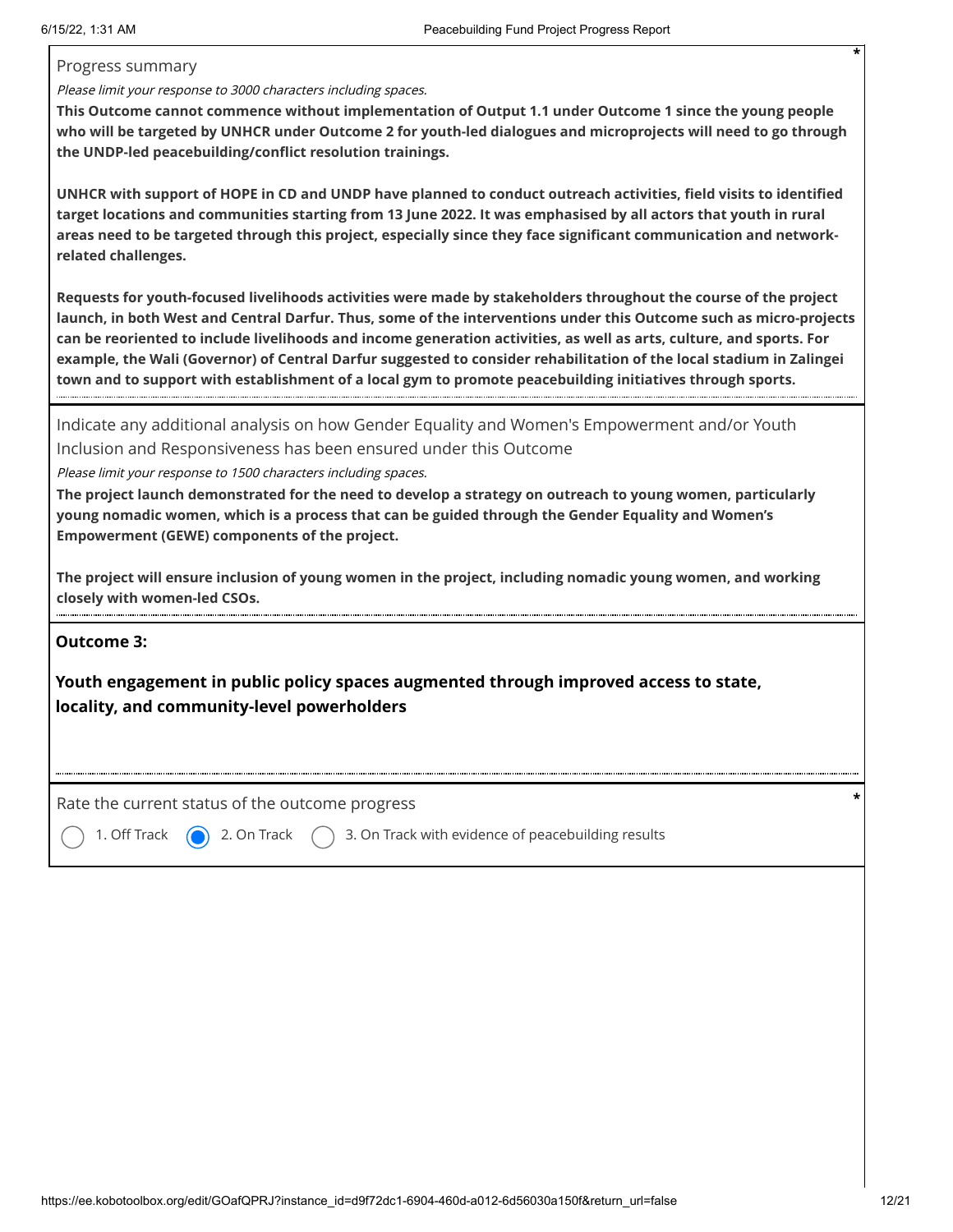Progress summary

*Please limit your response to 3000 characters including spaces.*

**This Outcome cannot commence without implementation of Output 1.1 under Outcome 1 since the young people who will be targeted by UNHCR under Outcome 2 for youth-led dialogues and microprojects will need to go through the UNDP-led peacebuilding/conflict resolution trainings.**

**UNHCR with support of HOPE in CD and UNDP have planned to conduct outreach activities, field visits to identified target locations and communities starting from 13 June 2022. It was emphasised by all actors that youth in rural areas need to be targeted through this project, especially since they face significant communication and network-related challenges.**

**Requests for youth-focused livelihoods activities were made by stakeholders throughout the course of the project launch, in both West and Central Darfur. Thus, some of the interventions under this Outcome such as micro-projects can be reoriented to include livelihoods and income generation activities, as well as arts, culture, and sports. For example, the Wali (Governor) of Central Darfur suggested to consider rehabilitation of the local stadium in Zalingei town and to support with establishment of a local gym to promote peacebuilding initiatives through sports.**

Indicate any additional analysis on how Gender Equality and Women's Empowerment and/or Youth Inclusion and Responsiveness has been ensured under this Outcome

*Please limit your response to 1500 characters including spaces.*

**The project launch demonstrated for the need to develop a strategy on outreach to young women, particularly young nomadic women, which is a process that can be guided through the Gender Equality and Women's Empowerment (GEWE) components of the project.**

**The project will ensure inclusion of young women in the project, including nomadic young women, and working closely with women-led CSOs.**

## Outcome 3:

**Youth engagement in public policy spaces augmented through improved access to state, locality, and community-level powerholders**

Rate the current status of the outcome progress *

- ○ 1. Off Track
- ◉ 2. On Track
- ○ 3. On Track with evidence of peacebuilding results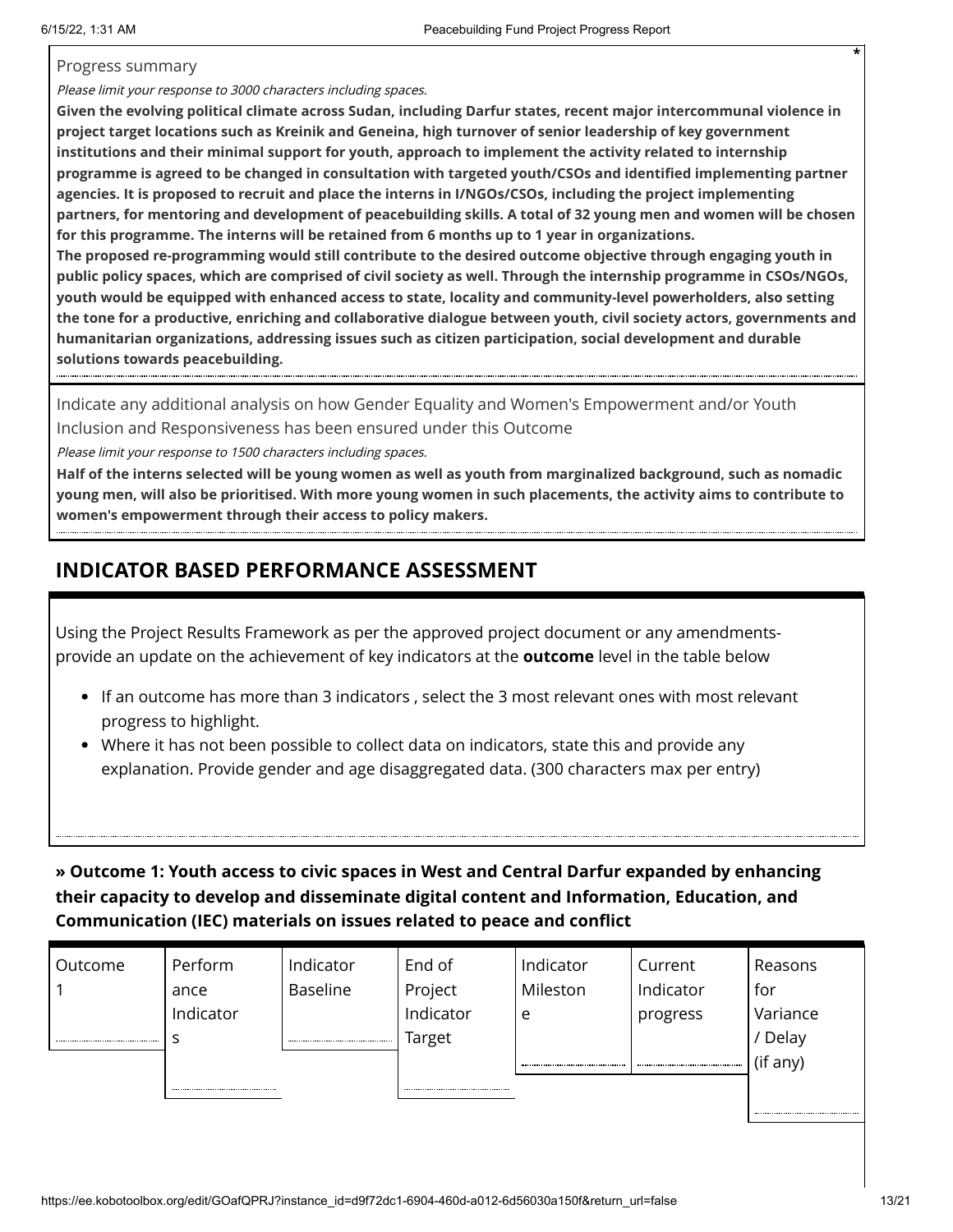Progress summary

*Please limit your response to 3000 characters including spaces.*

**Given the evolving political climate across Sudan, including Darfur states, recent major intercommunal violence in project target locations such as Kreinik and Geneina, high turnover of senior leadership of key government institutions and their minimal support for youth, approach to implement the activity related to internship programme is agreed to be changed in consultation with targeted youth/CSOs and identified implementing partner agencies. It is proposed to recruit and place the interns in I/NGOs/CSOs, including the project implementing partners, for mentoring and development of peacebuilding skills. A total of 32 young men and women will be chosen for this programme. The interns will be retained from 6 months up to 1 year in organizations.**
**The proposed re-programming would still contribute to the desired outcome objective through engaging youth in public policy spaces, which are comprised of civil society as well. Through the internship programme in CSOs/NGOs, youth would be equipped with enhanced access to state, locality and community-level powerholders, also setting the tone for a productive, enriching and collaborative dialogue between youth, civil society actors, governments and humanitarian organizations, addressing issues such as citizen participation, social development and durable solutions towards peacebuilding.**

Indicate any additional analysis on how Gender Equality and Women's Empowerment and/or Youth Inclusion and Responsiveness has been ensured under this Outcome

*Please limit your response to 1500 characters including spaces.*

**Half of the interns selected will be young women as well as youth from marginalized background, such as nomadic young men, will also be prioritised. With more young women in such placements, the activity aims to contribute to women's empowerment through their access to policy makers.**

## INDICATOR BASED PERFORMANCE ASSESSMENT

Using the Project Results Framework as per the approved project document or any amendments- provide an update on the achievement of key indicators at the **outcome** level in the table below

- If an outcome has more than 3 indicators , select the 3 most relevant ones with most relevant progress to highlight.
- Where it has not been possible to collect data on indicators, state this and provide any explanation. Provide gender and age disaggregated data. (300 characters max per entry)

### » Outcome 1: Youth access to civic spaces in West and Central Darfur expanded by enhancing their capacity to develop and disseminate digital content and Information, Education, and Communication (IEC) materials on issues related to peace and conflict

| Outcome 1 | Performance Indicators | Indicator Baseline | End of Project Indicator Target | Indicator Milestone | Current Indicator progress | Reasons for Variance / Delay (if any) |
|---|---|---|---|---|---|---|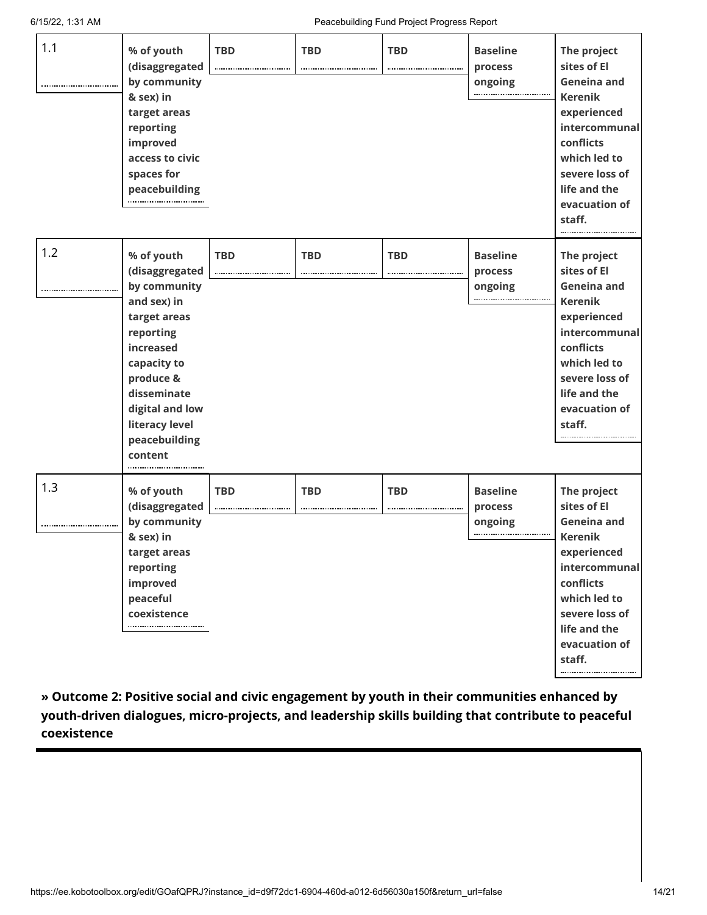| | | | | | | |
|---|---|---|---|---|---|---|
| 1.1 | **% of youth (disaggregated by community & sex) in target areas reporting improved access to civic spaces for peacebuilding** | **TBD** | **TBD** | **TBD** | **Baseline process ongoing** | **The project sites of El Geneina and Kerenik experienced intercommunal conflicts which led to severe loss of life and the evacuation of staff.** |
| 1.2 | **% of youth (disaggregated by community and sex) in target areas reporting increased capacity to produce & disseminate digital and low literacy level peacebuilding content** | **TBD** | **TBD** | **TBD** | **Baseline process ongoing** | **The project sites of El Geneina and Kerenik experienced intercommunal conflicts which led to severe loss of life and the evacuation of staff.** |
| 1.3 | **% of youth (disaggregated by community & sex) in target areas reporting improved peaceful coexistence** | **TBD** | **TBD** | **TBD** | **Baseline process ongoing** | **The project sites of El Geneina and Kerenik experienced intercommunal conflicts which led to severe loss of life and the evacuation of staff.** |

**» Outcome 2: Positive social and civic engagement by youth in their communities enhanced by youth-driven dialogues, micro-projects, and leadership skills building that contribute to peaceful coexistence**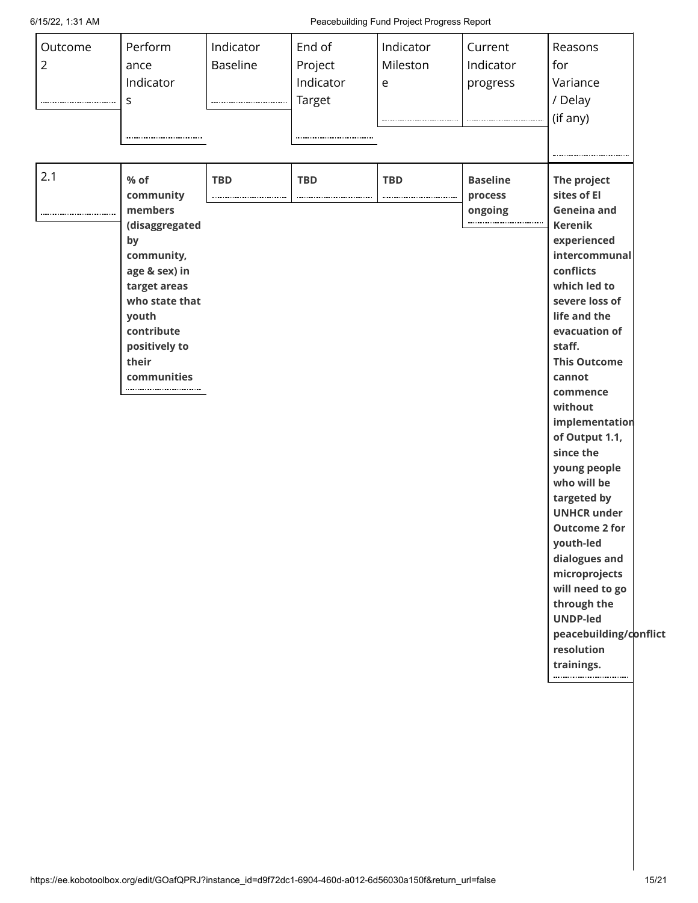| Outcome 2 | Performance Indicators | Indicator Baseline | End of Project Indicator Target | Indicator Milestone | Current Indicator progress | Reasons for Variance / Delay (if any) |
|---|---|---|---|---|---|---|
| 2.1 | **% of community members (disaggregated by community, age & sex) in target areas who state that youth contribute positively to their communities** | **TBD** | **TBD** | **TBD** | **Baseline process ongoing** | **The project sites of El Geneina and Kerenik experienced intercommunal conflicts which led to severe loss of life and the evacuation of staff.** **This Outcome cannot commence without implementation of Output 1.1, since the young people who will be targeted by UNHCR under Outcome 2 for youth-led dialogues and microprojects will need to go through the UNDP-led peacebuilding/conflict resolution trainings.** |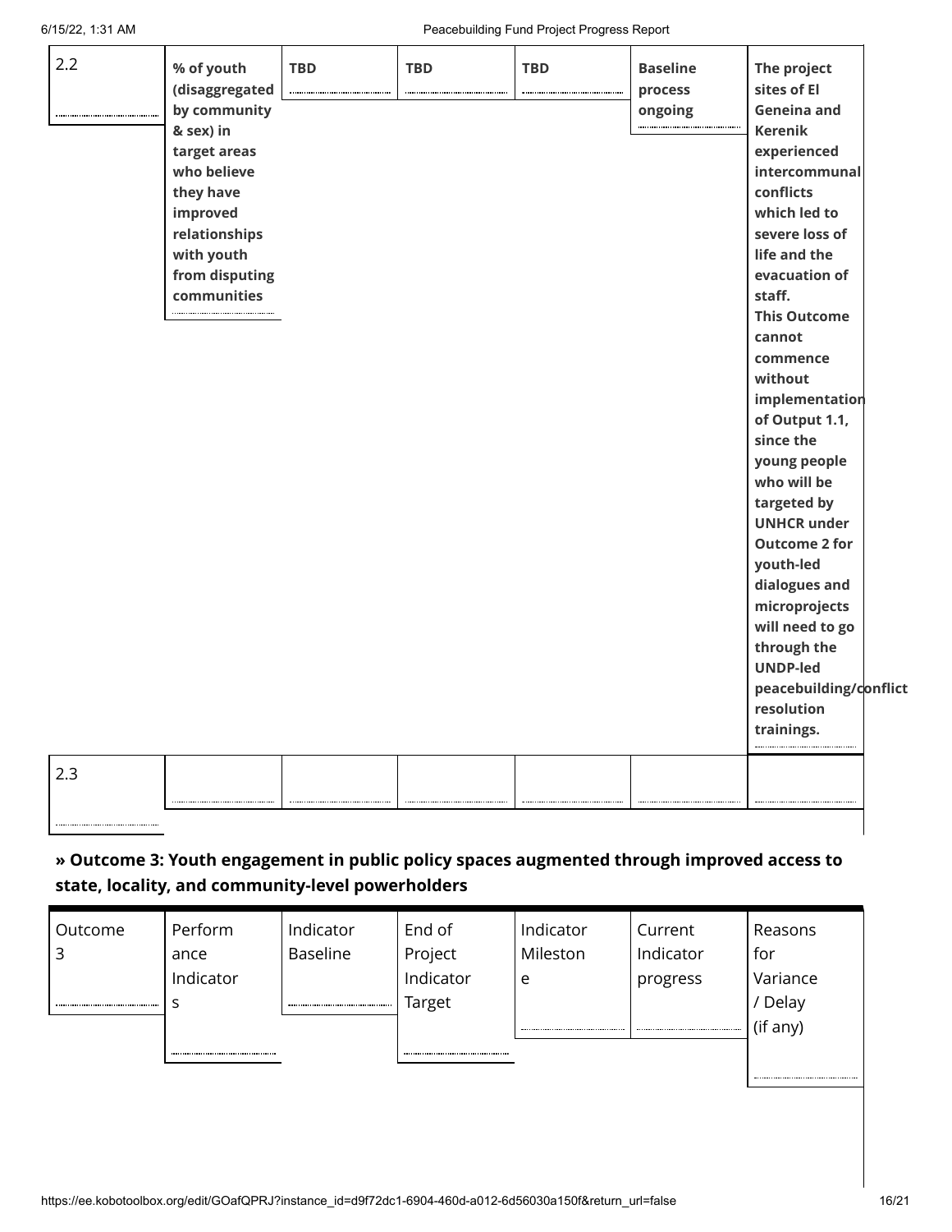| 2.2 | **% of youth (disaggregated by community & sex) in target areas who believe they have improved relationships with youth from disputing communities** | **TBD** | **TBD** | **TBD** | **Baseline process ongoing** | **The project sites of El Geneina and Kerenik experienced intercommunal conflicts which led to severe loss of life and the evacuation of staff. This Outcome cannot commence without implementation of Output 1.1, since the young people who will be targeted by UNHCR under Outcome 2 for youth-led dialogues and microprojects will need to go through the UNDP-led peacebuilding/conflict resolution trainings.** |
|---|---|---|---|---|---|---|
| 2.3 | | | | | | |

**» Outcome 3: Youth engagement in public policy spaces augmented through improved access to state, locality, and community-level powerholders**

| Outcome 3 | Performance Indicators | Indicator Baseline | End of Project Indicator Target | Indicator Milestone | Current Indicator progress | Reasons for Variance / Delay (if any) |
|---|---|---|---|---|---|---|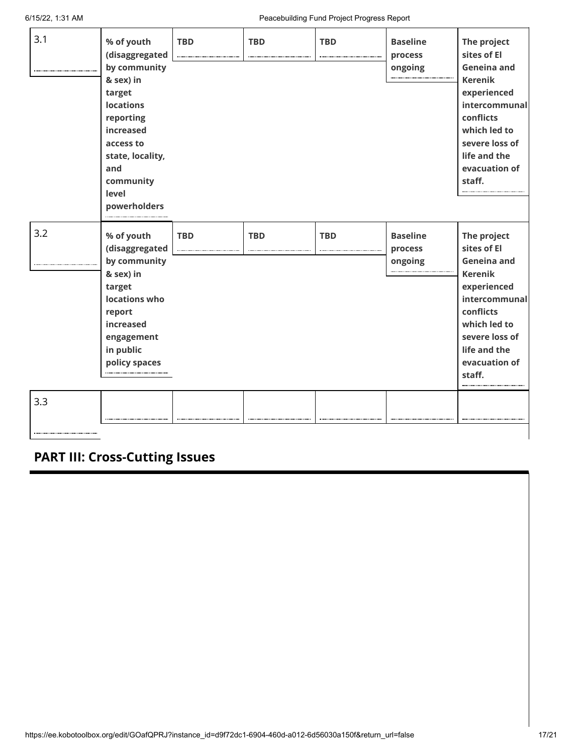| 3.1 | % of youth (disaggregated by community & sex) in target locations reporting increased access to state, locality, and community level powerholders | TBD | TBD | TBD | Baseline process ongoing | The project sites of El Geneina and Kerenik experienced intercommunal conflicts which led to severe loss of life and the evacuation of staff. |
|---|---|---|---|---|---|---|
| 3.2 | % of youth (disaggregated by community & sex) in target locations who report increased engagement in public policy spaces | TBD | TBD | TBD | Baseline process ongoing | The project sites of El Geneina and Kerenik experienced intercommunal conflicts which led to severe loss of life and the evacuation of staff. |
| 3.3 | | | | | | |

## PART III: Cross-Cutting Issues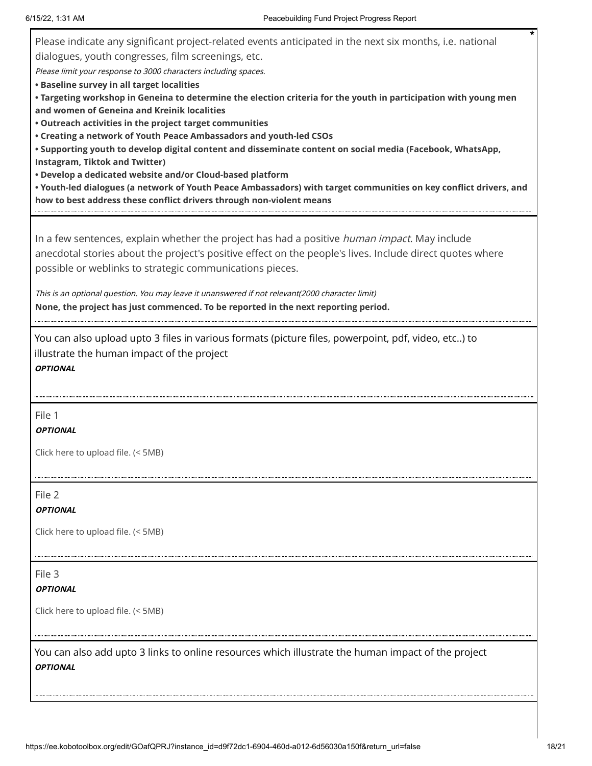Please indicate any significant project-related events anticipated in the next six months, i.e. national dialogues, youth congresses, film screenings, etc. *

*Please limit your response to 3000 characters including spaces.*

**• Baseline survey in all target localities**
**• Targeting workshop in Geneina to determine the election criteria for the youth in participation with young men and women of Geneina and Kreinik localities**
**• Outreach activities in the project target communities**
**• Creating a network of Youth Peace Ambassadors and youth-led CSOs**
**• Supporting youth to develop digital content and disseminate content on social media (Facebook, WhatsApp, Instagram, Tiktok and Twitter)**
**• Develop a dedicated website and/or Cloud-based platform**
**• Youth-led dialogues (a network of Youth Peace Ambassadors) with target communities on key conflict drivers, and how to best address these conflict drivers through non-violent means**

In a few sentences, explain whether the project has had a positive *human impact*. May include anecdotal stories about the project's positive effect on the people's lives. Include direct quotes where possible or weblinks to strategic communications pieces.

*This is an optional question. You may leave it unanswered if not relevant(2000 character limit)*

**None, the project has just commenced. To be reported in the next reporting period.**

You can also upload upto 3 files in various formats (picture files, powerpoint, pdf, video, etc..) to illustrate the human impact of the project

***OPTIONAL***

File 1

***OPTIONAL***

Click here to upload file. (< 5MB)

File 2

***OPTIONAL***

Click here to upload file. (< 5MB)

File 3

***OPTIONAL***

Click here to upload file. (< 5MB)

You can also add upto 3 links to online resources which illustrate the human impact of the project

***OPTIONAL***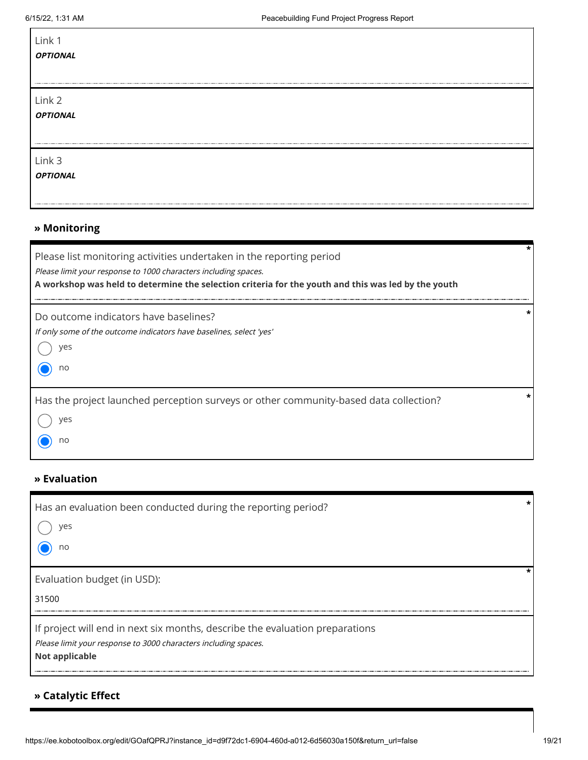Link 1
***OPTIONAL***

Link 2
***OPTIONAL***

Link 3
***OPTIONAL***

## » Monitoring

Please list monitoring activities undertaken in the reporting period *
*Please limit your response to 1000 characters including spaces.*
**A workshop was held to determine the selection criteria for the youth and this was led by the youth**

Do outcome indicators have baselines? *
*If only some of the outcome indicators have baselines, select 'yes'*

- ○ yes
- ◉ no

Has the project launched perception surveys or other community-based data collection? *

- ○ yes
- ◉ no

## » Evaluation

Has an evaluation been conducted during the reporting period? *

- ○ yes
- ◉ no

Evaluation budget (in USD): *

31500

If project will end in next six months, describe the evaluation preparations
*Please limit your response to 3000 characters including spaces.*
**Not applicable**

## » Catalytic Effect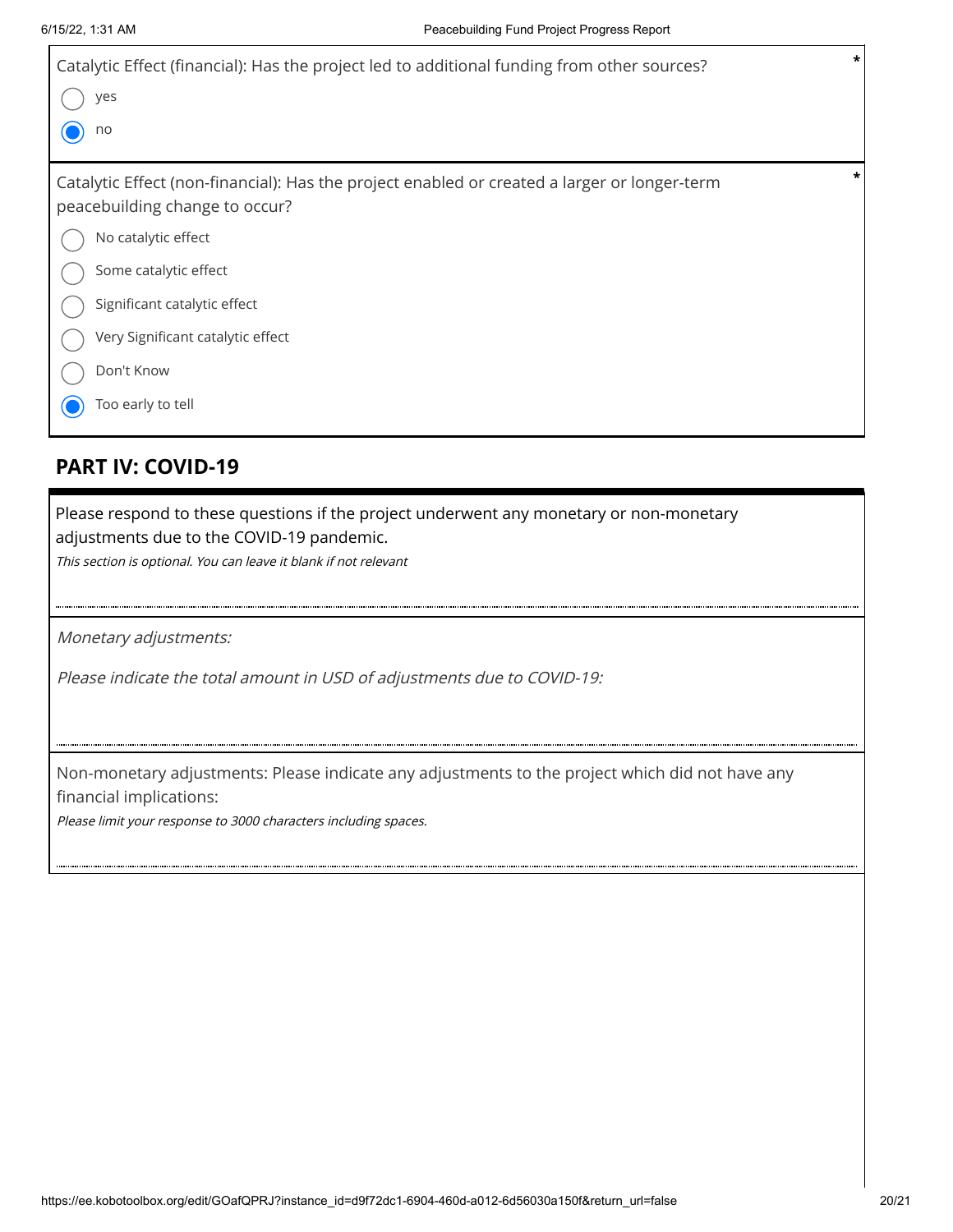Catalytic Effect (financial): Has the project led to additional funding from other sources? *

- ○ yes
- ● no

Catalytic Effect (non-financial): Has the project enabled or created a larger or longer-term peacebuilding change to occur? *

- ○ No catalytic effect
- ○ Some catalytic effect
- ○ Significant catalytic effect
- ○ Very Significant catalytic effect
- ○ Don't Know
- ● Too early to tell

## PART IV: COVID-19

Please respond to these questions if the project underwent any monetary or non-monetary adjustments due to the COVID-19 pandemic.

*This section is optional. You can leave it blank if not relevant*

*Monetary adjustments:*

*Please indicate the total amount in USD of adjustments due to COVID-19:*

Non-monetary adjustments: Please indicate any adjustments to the project which did not have any financial implications:

*Please limit your response to 3000 characters including spaces.*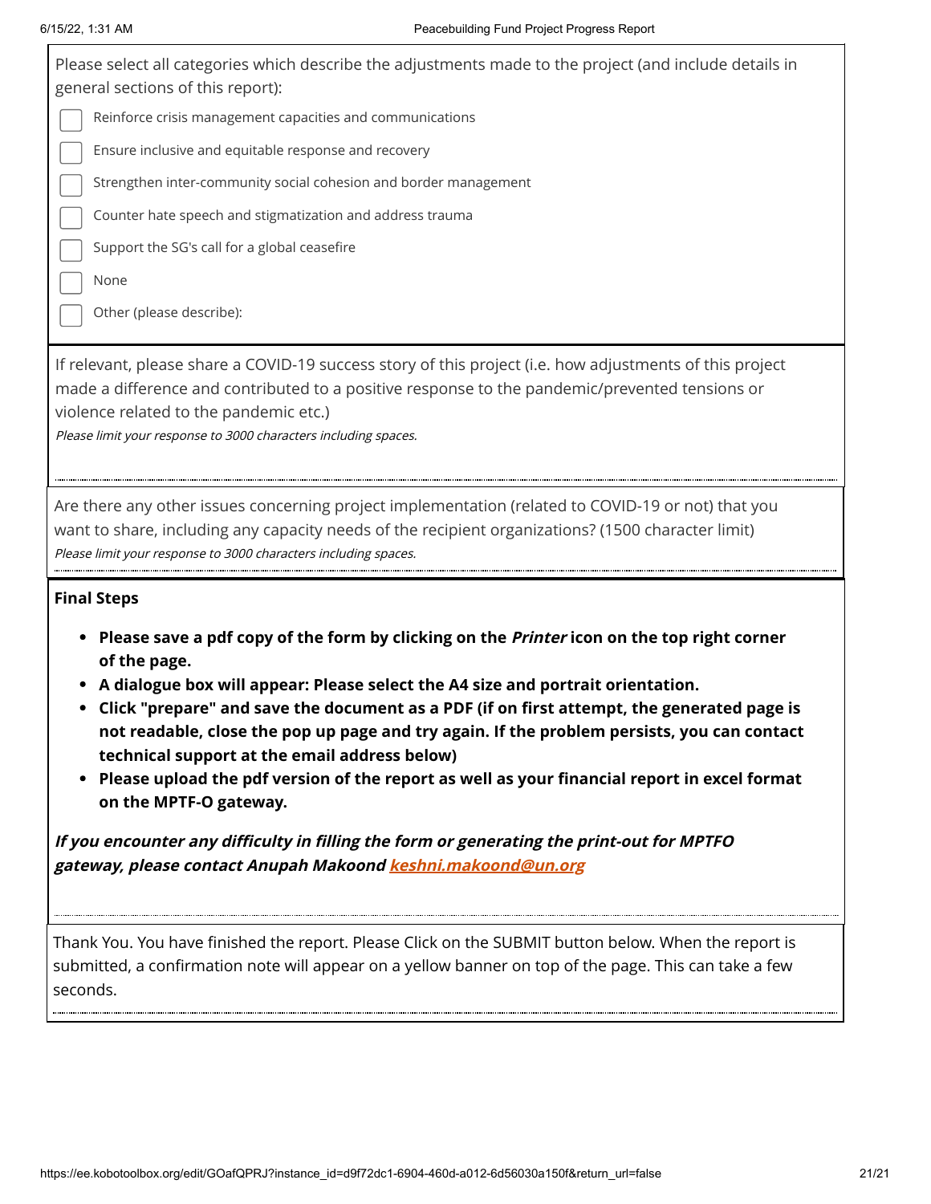Please select all categories which describe the adjustments made to the project (and include details in general sections of this report):

- [ ] Reinforce crisis management capacities and communications
- [ ] Ensure inclusive and equitable response and recovery
- [ ] Strengthen inter-community social cohesion and border management
- [ ] Counter hate speech and stigmatization and address trauma
- [ ] Support the SG's call for a global ceasefire
- [ ] None
- [ ] Other (please describe):

If relevant, please share a COVID-19 success story of this project (i.e. how adjustments of this project made a difference and contributed to a positive response to the pandemic/prevented tensions or violence related to the pandemic etc.)

*Please limit your response to 3000 characters including spaces.*

Are there any other issues concerning project implementation (related to COVID-19 or not) that you want to share, including any capacity needs of the recipient organizations? (1500 character limit)

*Please limit your response to 3000 characters including spaces.*

**Final Steps**

- **Please save a pdf copy of the form by clicking on the *Printer* icon on the top right corner of the page.**
- **A dialogue box will appear: Please select the A4 size and portrait orientation.**
- **Click "prepare" and save the document as a PDF (if on first attempt, the generated page is not readable, close the pop up page and try again. If the problem persists, you can contact technical support at the email address below)**
- **Please upload the pdf version of the report as well as your financial report in excel format on the MPTF-O gateway.**

***If you encounter any difficulty in filling the form or generating the print-out for MPTFO gateway, please contact Anupah Makoond keshni.makoond@un.org***

Thank You. You have finished the report. Please Click on the SUBMIT button below. When the report is submitted, a confirmation note will appear on a yellow banner on top of the page. This can take a few seconds.